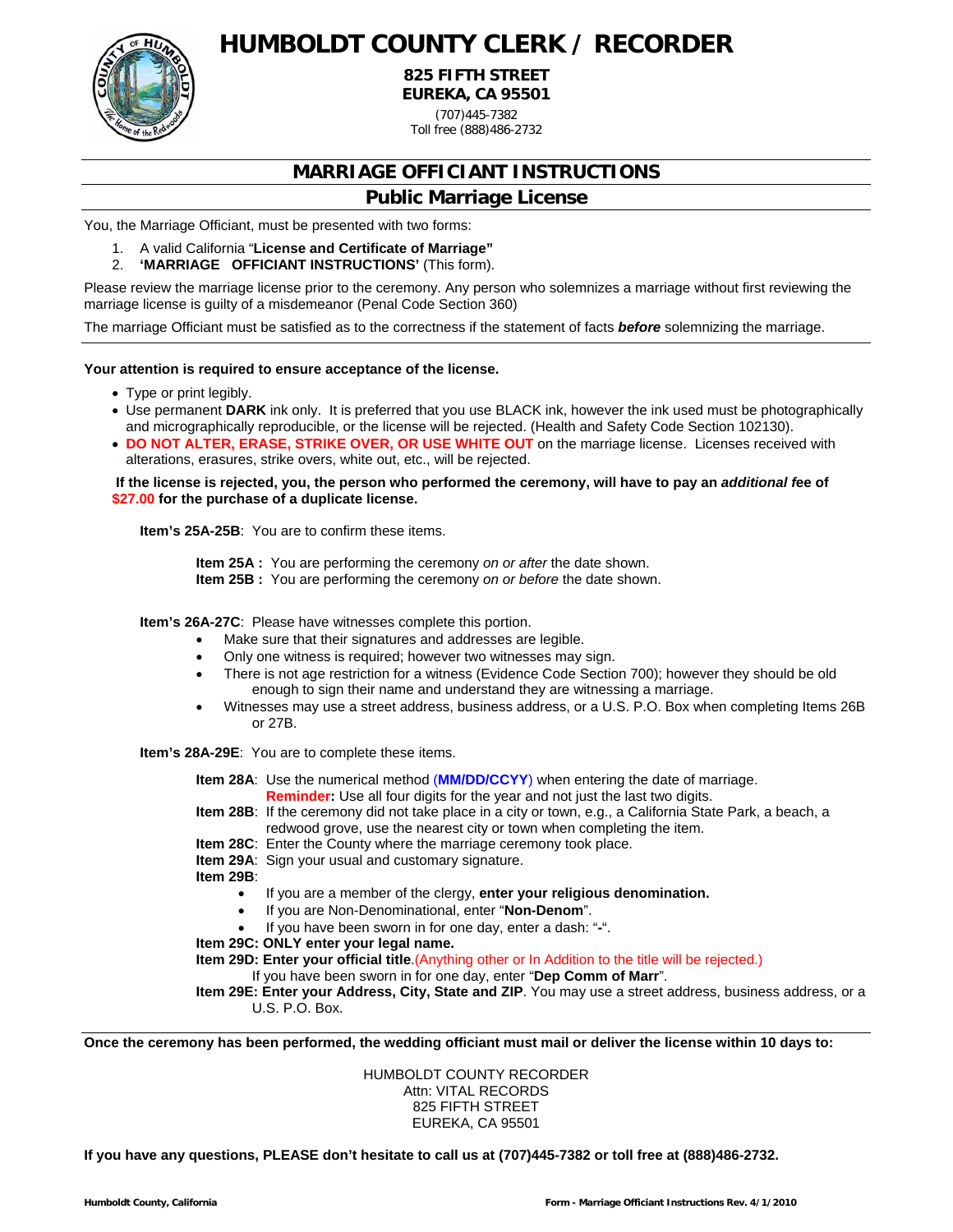# HUMBOLDT COUNTY CLERK / RECORDER

**825 FIFTH STREET**
**EUREKA, CA 95501**
(707)445-7382
Toll free (888)486-2732

## MARRIAGE OFFICIANT INSTRUCTIONS

### Public Marriage License

You, the Marriage Officiant, must be presented with two forms:

1. A valid California "**License and Certificate of Marriage"**
2. **'MARRIAGE OFFICIANT INSTRUCTIONS'** (This form).

Please review the marriage license prior to the ceremony. Any person who solemnizes a marriage without first reviewing the marriage license is guilty of a misdemeanor (Penal Code Section 360)

The marriage Officiant must be satisfied as to the correctness if the statement of facts ***before*** solemnizing the marriage.

---

**Your attention is required to ensure acceptance of the license.**

- Type or print legibly.
- Use permanent **DARK** ink only. It is preferred that you use BLACK ink, however the ink used must be photographically and micrographically reproducible, or the license will be rejected. (Health and Safety Code Section 102130).
- **DO NOT ALTER, ERASE, STRIKE OVER, OR USE WHITE OUT** on the marriage license. Licenses received with alterations, erasures, strike overs, white out, etc., will be rejected.

**If the license is rejected, you, the person who performed the ceremony, will have to pay an *additional* fee of $27.00 for the purchase of a duplicate license.**

**Item's 25A-25B**: You are to confirm these items.

**Item 25A :** You are performing the ceremony *on or after* the date shown.
**Item 25B :** You are performing the ceremony *on or before* the date shown.

**Item's 26A-27C**: Please have witnesses complete this portion.

- Make sure that their signatures and addresses are legible.
- Only one witness is required; however two witnesses may sign.
- There is not age restriction for a witness (Evidence Code Section 700); however they should be old enough to sign their name and understand they are witnessing a marriage.
- Witnesses may use a street address, business address, or a U.S. P.O. Box when completing Items 26B or 27B.

**Item's 28A-29E**: You are to complete these items.

**Item 28A**: Use the numerical method (**MM/DD/CCYY**) when entering the date of marriage.
**Reminder:** Use all four digits for the year and not just the last two digits.
**Item 28B**: If the ceremony did not take place in a city or town, e.g., a California State Park, a beach, a redwood grove, use the nearest city or town when completing the item.
**Item 28C**: Enter the County where the marriage ceremony took place.
**Item 29A**: Sign your usual and customary signature.
**Item 29B**:

- If you are a member of the clergy, **enter your religious denomination.**
- If you are Non-Denominational, enter "**Non-Denom**".
- If you have been sworn in for one day, enter a dash: "**-**".

**Item 29C: ONLY enter your legal name.**
**Item 29D: Enter your official title**.(Anything other or In Addition to the title will be rejected.)
If you have been sworn in for one day, enter "**Dep Comm of Marr**".
**Item 29E: Enter your Address, City, State and ZIP**. You may use a street address, business address, or a U.S. P.O. Box.

---

**Once the ceremony has been performed, the wedding officiant must mail or deliver the license within 10 days to:**

HUMBOLDT COUNTY RECORDER
Attn: VITAL RECORDS
825 FIFTH STREET
EUREKA, CA 95501

**If you have any questions, PLEASE don't hesitate to call us at (707)445-7382 or toll free at (888)486-2732.**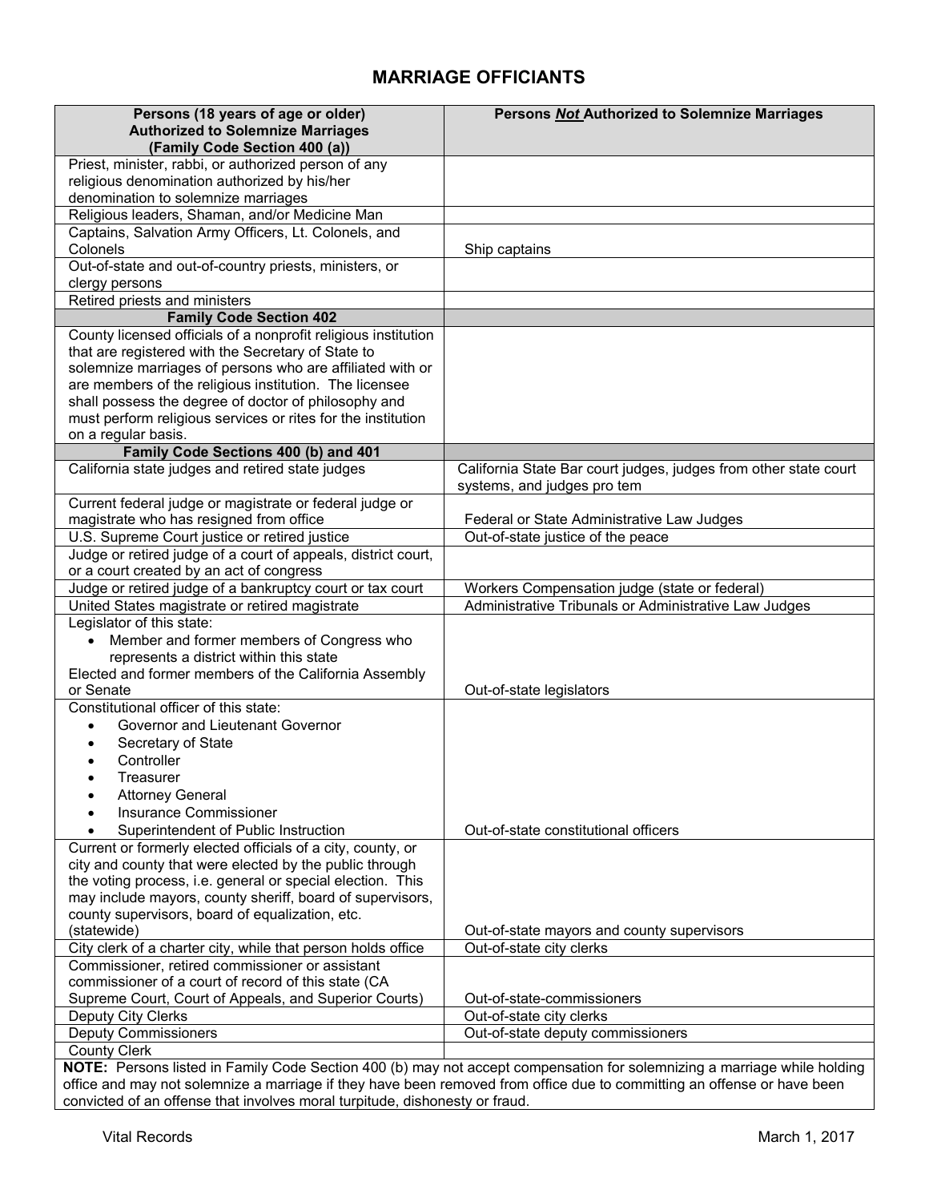# MARRIAGE OFFICIANTS

| Persons (18 years of age or older) Authorized to Solemnize Marriages (Family Code Section 400 (a)) | Persons *Not* Authorized to Solemnize Marriages |
|---|---|
| Priest, minister, rabbi, or authorized person of any religious denomination authorized by his/her denomination to solemnize marriages | |
| Religious leaders, Shaman, and/or Medicine Man | |
| Captains, Salvation Army Officers, Lt. Colonels, and Colonels | Ship captains |
| Out-of-state and out-of-country priests, ministers, or clergy persons | |
| Retired priests and ministers | |
| **Family Code Section 402** | |
| County licensed officials of a nonprofit religious institution that are registered with the Secretary of State to solemnize marriages of persons who are affiliated with or are members of the religious institution. The licensee shall possess the degree of doctor of philosophy and must perform religious services or rites for the institution on a regular basis. | |
| **Family Code Sections 400 (b) and 401** | |
| California state judges and retired state judges | California State Bar court judges, judges from other state court systems, and judges pro tem |
| Current federal judge or magistrate or federal judge or magistrate who has resigned from office | Federal or State Administrative Law Judges |
| U.S. Supreme Court justice or retired justice | Out-of-state justice of the peace |
| Judge or retired judge of a court of appeals, district court, or a court created by an act of congress | |
| Judge or retired judge of a bankruptcy court or tax court | Workers Compensation judge (state or federal) |
| United States magistrate or retired magistrate | Administrative Tribunals or Administrative Law Judges |
| Legislator of this state: <br> • Member and former members of Congress who represents a district within this state <br> Elected and former members of the California Assembly or Senate | Out-of-state legislators |
| Constitutional officer of this state: <br> • Governor and Lieutenant Governor <br> • Secretary of State <br> • Controller <br> • Treasurer <br> • Attorney General <br> • Insurance Commissioner <br> • Superintendent of Public Instruction | Out-of-state constitutional officers |
| Current or formerly elected officials of a city, county, or city and county that were elected by the public through the voting process, i.e. general or special election. This may include mayors, county sheriff, board of supervisors, county supervisors, board of equalization, etc. (statewide) | Out-of-state mayors and county supervisors |
| City clerk of a charter city, while that person holds office | Out-of-state city clerks |
| Commissioner, retired commissioner or assistant commissioner of a court of record of this state (CA Supreme Court, Court of Appeals, and Superior Courts) | Out-of-state-commissioners |
| Deputy City Clerks | Out-of-state city clerks |
| Deputy Commissioners | Out-of-state deputy commissioners |
| County Clerk | |

**NOTE:** Persons listed in Family Code Section 400 (b) may not accept compensation for solemnizing a marriage while holding office and may not solemnize a marriage if they have been removed from office due to committing an offense or have been convicted of an offense that involves moral turpitude, dishonesty or fraud.

Vital Records March 1, 2017